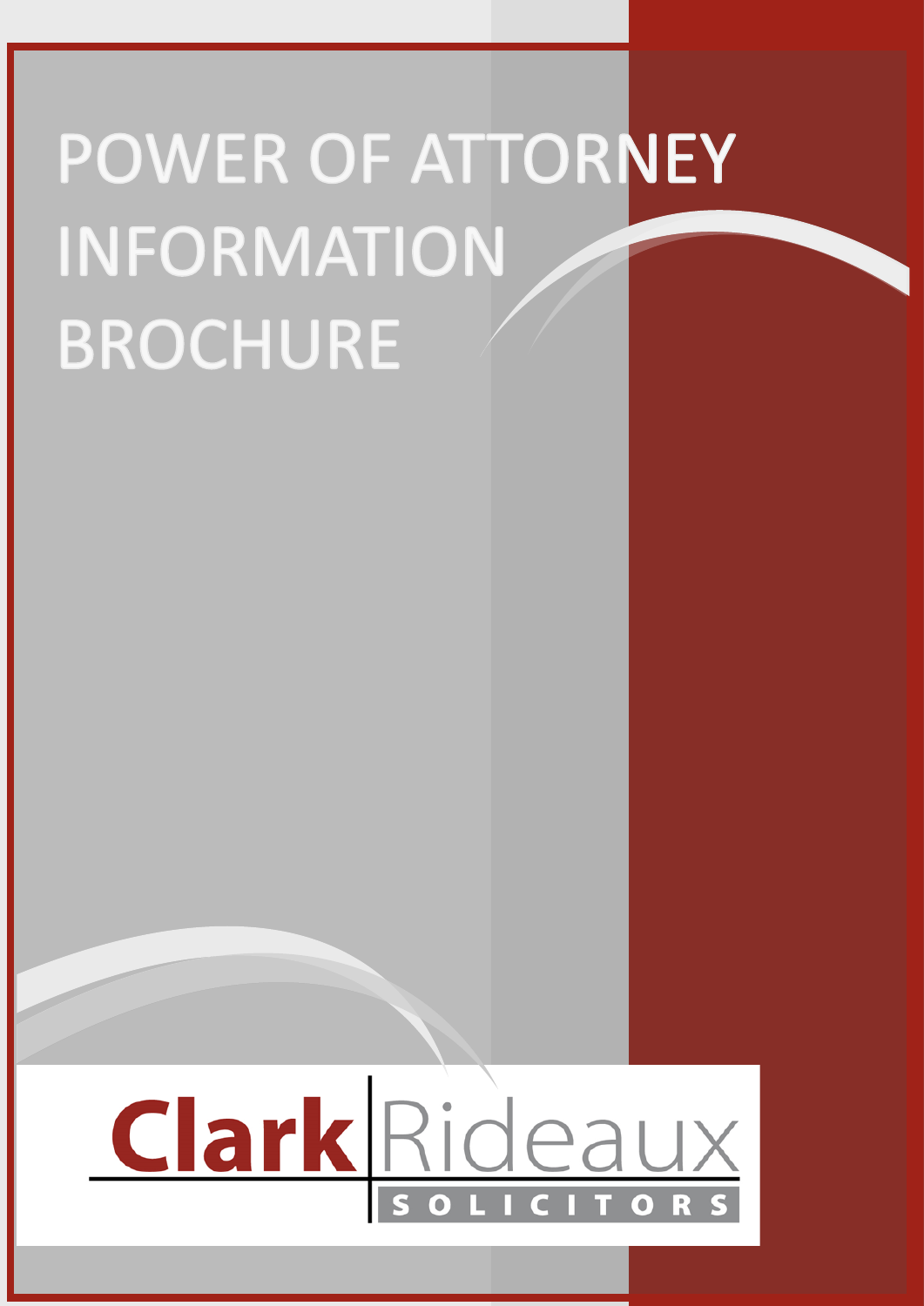# POWER OF ATTORNEY INFORMATION BROCHURE

Clark Rideaux

SOLICITORS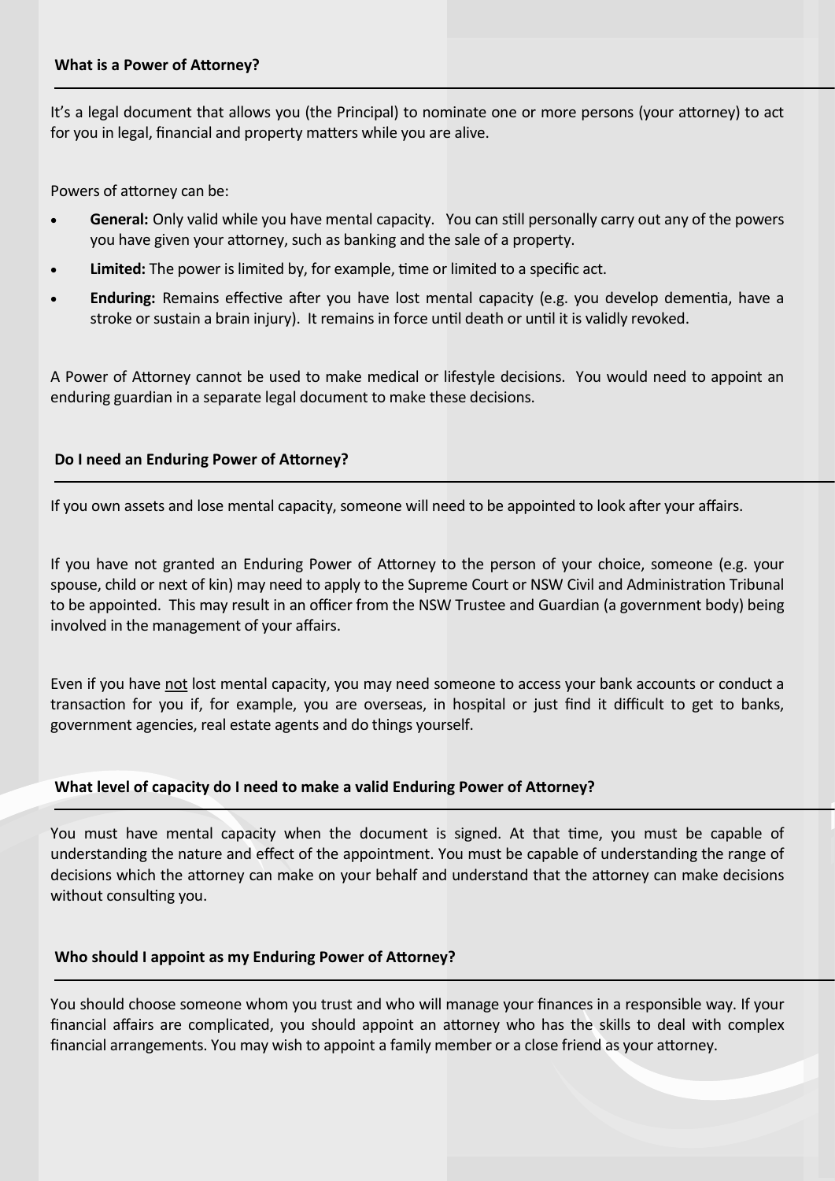## What is a Power of Attorney?

It's a legal document that allows you (the Principal) to nominate one or more persons (your attorney) to act for you in legal, financial and property matters while you are alive.

Powers of attorney can be:

- **General:** Only valid while you have mental capacity. You can still personally carry out any of the powers you have given your attorney, such as banking and the sale of a property.
- **Limited:** The power is limited by, for example, time or limited to a specific act.
- **Enduring:** Remains effective after you have lost mental capacity (e.g. you develop dementia, have a stroke or sustain a brain injury). It remains in force until death or until it is validly revoked.

A Power of Attorney cannot be used to make medical or lifestyle decisions. You would need to appoint an enduring guardian in a separate legal document to make these decisions.

## Do I need an Enduring Power of Attorney?

If you own assets and lose mental capacity, someone will need to be appointed to look after your affairs.

If you have not granted an Enduring Power of Attorney to the person of your choice, someone (e.g. your spouse, child or next of kin) may need to apply to the Supreme Court or NSW Civil and Administration Tribunal to be appointed. This may result in an officer from the NSW Trustee and Guardian (a government body) being involved in the management of your affairs.

Even if you have not lost mental capacity, you may need someone to access your bank accounts or conduct a transaction for you if, for example, you are overseas, in hospital or just find it difficult to get to banks, government agencies, real estate agents and do things yourself.

## What level of capacity do I need to make a valid Enduring Power of Attorney?

You must have mental capacity when the document is signed. At that time, you must be capable of understanding the nature and effect of the appointment. You must be capable of understanding the range of decisions which the attorney can make on your behalf and understand that the attorney can make decisions without consulting you.

## Who should I appoint as my Enduring Power of Attorney?

You should choose someone whom you trust and who will manage your finances in a responsible way. If your financial affairs are complicated, you should appoint an attorney who has the skills to deal with complex financial arrangements. You may wish to appoint a family member or a close friend as your attorney.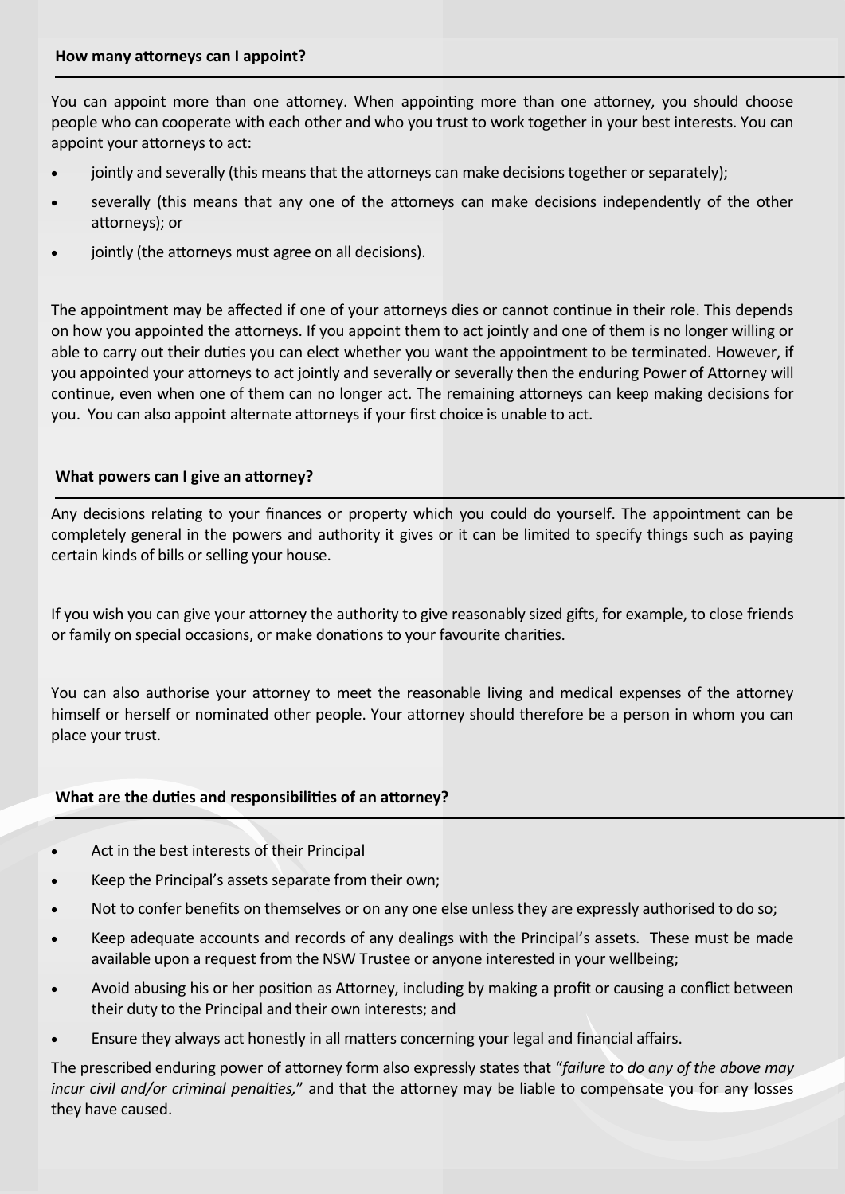### How many attorneys can I appoint?

You can appoint more than one attorney. When appointing more than one attorney, you should choose people who can cooperate with each other and who you trust to work together in your best interests. You can appoint your attorneys to act:

- jointly and severally (this means that the attorneys can make decisions together or separately);
- severally (this means that any one of the attorneys can make decisions independently of the other attorneys); or
- jointly (the attorneys must agree on all decisions).

The appointment may be affected if one of your attorneys dies or cannot continue in their role. This depends on how you appointed the attorneys. If you appoint them to act jointly and one of them is no longer willing or able to carry out their duties you can elect whether you want the appointment to be terminated. However, if you appointed your attorneys to act jointly and severally or severally then the enduring Power of Attorney will continue, even when one of them can no longer act. The remaining attorneys can keep making decisions for you. You can also appoint alternate attorneys if your first choice is unable to act.

### What powers can I give an attorney?

Any decisions relating to your finances or property which you could do yourself. The appointment can be completely general in the powers and authority it gives or it can be limited to specify things such as paying certain kinds of bills or selling your house.

If you wish you can give your attorney the authority to give reasonably sized gifts, for example, to close friends or family on special occasions, or make donations to your favourite charities.

You can also authorise your attorney to meet the reasonable living and medical expenses of the attorney himself or herself or nominated other people. Your attorney should therefore be a person in whom you can place your trust.

### What are the duties and responsibilities of an attorney?

- Act in the best interests of their Principal
- Keep the Principal's assets separate from their own;
- Not to confer benefits on themselves or on any one else unless they are expressly authorised to do so;
- Keep adequate accounts and records of any dealings with the Principal's assets. These must be made available upon a request from the NSW Trustee or anyone interested in your wellbeing;
- Avoid abusing his or her position as Attorney, including by making a profit or causing a conflict between their duty to the Principal and their own interests; and
- Ensure they always act honestly in all matters concerning your legal and financial affairs.

The prescribed enduring power of attorney form also expressly states that "*failure to do any of the above may incur civil and/or criminal penalties,*" and that the attorney may be liable to compensate you for any losses they have caused.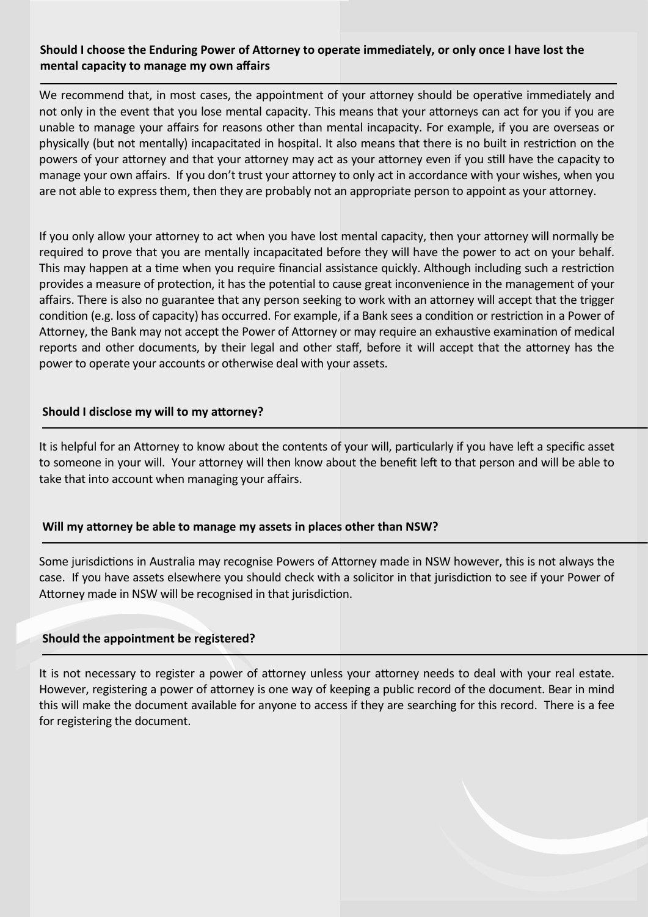### Should I choose the Enduring Power of Attorney to operate immediately, or only once I have lost the mental capacity to manage my own affairs

We recommend that, in most cases, the appointment of your attorney should be operative immediately and not only in the event that you lose mental capacity. This means that your attorneys can act for you if you are unable to manage your affairs for reasons other than mental incapacity. For example, if you are overseas or physically (but not mentally) incapacitated in hospital. It also means that there is no built in restriction on the powers of your attorney and that your attorney may act as your attorney even if you still have the capacity to manage your own affairs. If you don't trust your attorney to only act in accordance with your wishes, when you are not able to express them, then they are probably not an appropriate person to appoint as your attorney.

If you only allow your attorney to act when you have lost mental capacity, then your attorney will normally be required to prove that you are mentally incapacitated before they will have the power to act on your behalf. This may happen at a time when you require financial assistance quickly. Although including such a restriction provides a measure of protection, it has the potential to cause great inconvenience in the management of your affairs. There is also no guarantee that any person seeking to work with an attorney will accept that the trigger condition (e.g. loss of capacity) has occurred. For example, if a Bank sees a condition or restriction in a Power of Attorney, the Bank may not accept the Power of Attorney or may require an exhaustive examination of medical reports and other documents, by their legal and other staff, before it will accept that the attorney has the power to operate your accounts or otherwise deal with your assets.

### Should I disclose my will to my attorney?

It is helpful for an Attorney to know about the contents of your will, particularly if you have left a specific asset to someone in your will. Your attorney will then know about the benefit left to that person and will be able to take that into account when managing your affairs.

### Will my attorney be able to manage my assets in places other than NSW?

Some jurisdictions in Australia may recognise Powers of Attorney made in NSW however, this is not always the case. If you have assets elsewhere you should check with a solicitor in that jurisdiction to see if your Power of Attorney made in NSW will be recognised in that jurisdiction.

### Should the appointment be registered?

It is not necessary to register a power of attorney unless your attorney needs to deal with your real estate. However, registering a power of attorney is one way of keeping a public record of the document. Bear in mind this will make the document available for anyone to access if they are searching for this record. There is a fee for registering the document.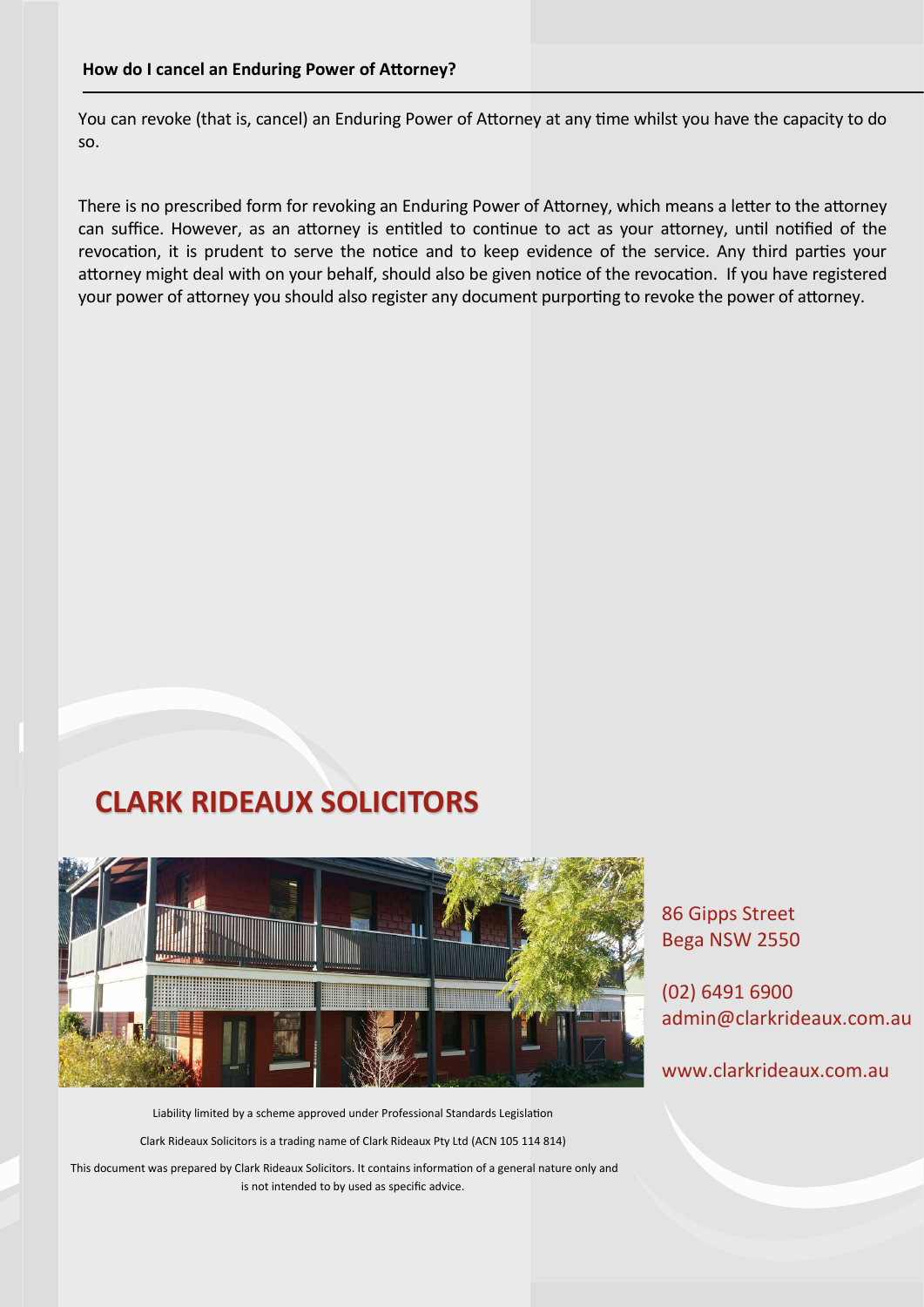### How do I cancel an Enduring Power of Attorney?

You can revoke (that is, cancel) an Enduring Power of Attorney at any time whilst you have the capacity to do so.

There is no prescribed form for revoking an Enduring Power of Attorney, which means a letter to the attorney can suffice. However, as an attorney is entitled to continue to act as your attorney, until notified of the revocation, it is prudent to serve the notice and to keep evidence of the service. Any third parties your attorney might deal with on your behalf, should also be given notice of the revocation. If you have registered your power of attorney you should also register any document purporting to revoke the power of attorney.

## CLARK RIDEAUX SOLICITORS

86 Gipps Street
Bega NSW 2550

(02) 6491 6900
admin@clarkrideaux.com.au

www.clarkrideaux.com.au

Liability limited by a scheme approved under Professional Standards Legislation

Clark Rideaux Solicitors is a trading name of Clark Rideaux Pty Ltd (ACN 105 114 814)

This document was prepared by Clark Rideaux Solicitors. It contains information of a general nature only and is not intended to by used as specific advice.